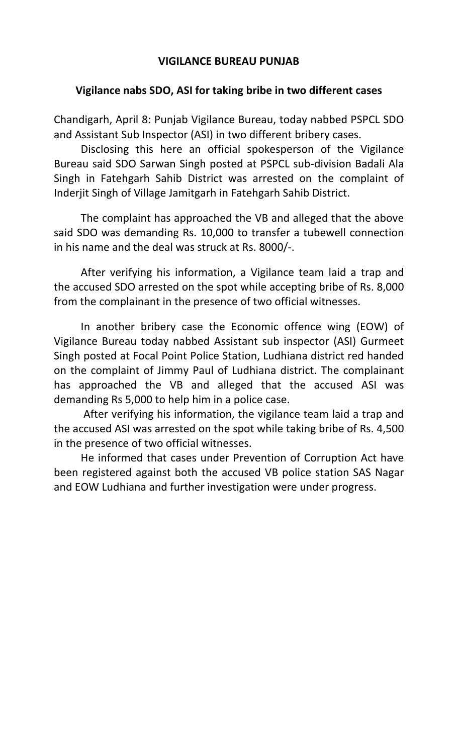**VIGILANCE BUREAU PUNJAB**

**Vigilance nabs SDO, ASI for taking bribe in two different cases**

Chandigarh, April 8: Punjab Vigilance Bureau, today nabbed PSPCL SDO and Assistant Sub Inspector (ASI) in two different bribery cases.

Disclosing this here an official spokesperson of the Vigilance Bureau said SDO Sarwan Singh posted at PSPCL sub-division Badali Ala Singh in Fatehgarh Sahib District was arrested on the complaint of Inderjit Singh of Village Jamitgarh in Fatehgarh Sahib District.

The complaint has approached the VB and alleged that the above said SDO was demanding Rs. 10,000 to transfer a tubewell connection in his name and the deal was struck at Rs. 8000/-.

After verifying his information, a Vigilance team laid a trap and the accused SDO arrested on the spot while accepting bribe of Rs. 8,000 from the complainant in the presence of two official witnesses.

In another bribery case the Economic offence wing (EOW) of Vigilance Bureau today nabbed Assistant sub inspector (ASI) Gurmeet Singh posted at Focal Point Police Station, Ludhiana district red handed on the complaint of Jimmy Paul of Ludhiana district. The complainant has approached the VB and alleged that the accused ASI was demanding Rs 5,000 to help him in a police case.

After verifying his information, the vigilance team laid a trap and the accused ASI was arrested on the spot while taking bribe of Rs. 4,500 in the presence of two official witnesses.

He informed that cases under Prevention of Corruption Act have been registered against both the accused VB police station SAS Nagar and EOW Ludhiana and further investigation were under progress.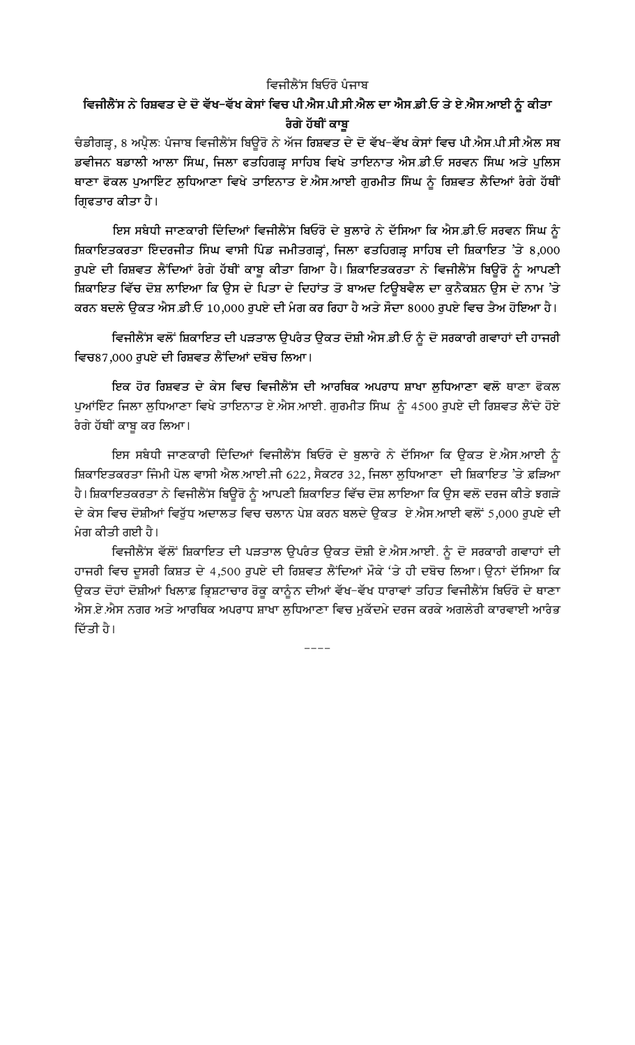ਵਿਜੀਲੈਂਸ ਬਿਓਰੋ ਪੰਜਾਬ

## ਵਿਜੀਲੈਂਸ ਨੇ ਰਿਸ਼ਵਤ ਦੇ ਦੋ ਵੱਖ-ਵੱਖ ਕੇਸਾਂ ਵਿਚ ਪੀ.ਐਸ.ਪੀ.ਸੀ.ਐਲ ਦਾ ਐਸ.ਡੀ.ਓ ਤੇ ਏ.ਐਸ.ਆਈ ਨੂੰ ਕੀਤਾ ਰੰਗੇ ਹੱਥੀਂ ਕਾਬੂ

ਚੰਡੀਗੜ੍ਹ, 8 ਅਪ੍ਰੈਲ: ਪੰਜਾਬ ਵਿਜੀਲੈਂਸ ਬਿਊਰੋ ਨੇ ਅੱਜ ਰਿਸ਼ਵਤ ਦੇ ਦੋ ਵੱਖ-ਵੱਖ ਕੇਸਾਂ ਵਿਚ ਪੀ.ਐਸ.ਪੀ.ਸੀ.ਐਲ ਸਬ ਡਵੀਜਨ ਬਡਾਲੀ ਆਲਾ ਸਿੰਘ, ਜਿਲਾ ਫਤਹਿਗੜ੍ਹ ਸਾਹਿਬ ਵਿਖੇ ਤਾਇਨਾਤ ਐਸ.ਡੀ.ਓ ਸਰਵਨ ਸਿੰਘ ਅਤੇ ਪੁਲਿਸ ਥਾਣਾ ਫੋਕਲ ਪੁਆਇੰਟ ਲੁਧਿਆਣਾ ਵਿਖੇ ਤਾਇਨਾਤ ਏ.ਐਸ.ਆਈ ਗੁਰਮੀਤ ਸਿੰਘ ਨੂੰ ਰਿਸ਼ਵਤ ਲੈਂਦਿਆਂ ਰੰਗੇ ਹੱਥੀਂ ਗ੍ਰਿਫਤਾਰ ਕੀਤਾ ਹੈ।

ਇਸ ਸਬੰਧੀ ਜਾਣਕਾਰੀ ਦਿੰਦਿਆਂ ਵਿਜੀਲੈਂਸ ਬਿਓਰੋ ਦੇ ਬੁਲਾਰੇ ਨੇ ਦੱਸਿਆ ਕਿ ਐਸ.ਡੀ.ਓ ਸਰਵਨ ਸਿੰਘ ਨੂੰ ਸ਼ਿਕਾਇਤਕਰਤਾ ਇੰਦਰਜੀਤ ਸਿੰਘ ਵਾਸੀ ਪਿੰਡ ਜਮੀਤਗੜ੍ਹ, ਜਿਲਾ ਫਤਹਿਗੜ੍ਹ ਸਾਹਿਬ ਦੀ ਸ਼ਿਕਾਇਤ 'ਤੇ 8,000 ਰੁਪਏ ਦੀ ਰਿਸ਼ਵਤ ਲੈਂਦਿਆਂ ਰੰਗੇ ਹੱਥੀਂ ਕਾਬੂ ਕੀਤਾ ਗਿਆ ਹੈ। ਸ਼ਿਕਾਇਤਕਰਤਾ ਨੇ ਵਿਜੀਲੈਂਸ ਬਿਊਰੋ ਨੂੰ ਆਪਣੀ ਸ਼ਿਕਾਇਤ ਵਿੱਚ ਦੋਸ਼ ਲਾਇਆ ਕਿ ਉਸ ਦੇ ਪਿਤਾ ਦੇ ਦਿਹਾਂਤ ਤੋਂ ਬਾਅਦ ਟਿਊਬਵੈਲ ਦਾ ਕੁਨੈਕਸ਼ਨ ਉਸ ਦੇ ਨਾਮ 'ਤੇ ਕਰਨ ਬਦਲੇ ਉਕਤ ਐਸ.ਡੀ.ਓ 10,000 ਰੁਪਏ ਦੀ ਮੰਗ ਕਰ ਰਿਹਾ ਹੈ ਅਤੇ ਸੌਦਾ 8000 ਰੁਪਏ ਵਿਚ ਤੈਅ ਹੋਇਆ ਹੈ।

ਵਿਜੀਲੈਂਸ ਵਲੋਂ ਸ਼ਿਕਾਇਤ ਦੀ ਪੜਤਾਲ ਉਪਰੰਤ ਉਕਤ ਦੋਸ਼ੀ ਐਸ.ਡੀ.ਓ ਨੂੰ ਦੋ ਸਰਕਾਰੀ ਗਵਾਹਾਂ ਦੀ ਹਾਜਰੀ ਵਿਚ87,000 ਰੁਪਏ ਦੀ ਰਿਸ਼ਵਤ ਲੈਂਦਿਆਂ ਦਬੋਚ ਲਿਆ।

ਇਕ ਹੋਰ ਰਿਸ਼ਵਤ ਦੇ ਕੇਸ ਵਿਚ ਵਿਜੀਲੈਂਸ ਦੀ ਆਰਥਿਕ ਅਪਰਾਧ ਸ਼ਾਖਾ ਲੁਧਿਆਣਾ ਵਲੋਂ ਥਾਣਾ ਫੋਕਲ ਪੁਆਂਇੰਟ ਜਿਲਾ ਲੁਧਿਆਣਾ ਵਿਖੇ ਤਾਇਨਾਤ ਏ.ਐਸ.ਆਈ. ਗੁਰਮੀਤ ਸਿੰਘ ਨੂੰ 4500 ਰੁਪਏ ਦੀ ਰਿਸ਼ਵਤ ਲੈਂਦੇ ਹੋਏ ਰੰਗੇ ਹੱਥੀਂ ਕਾਬੂ ਕਰ ਲਿਆ।

ਇਸ ਸਬੰਧੀ ਜਾਣਕਾਰੀ ਦਿੰਦਿਆਂ ਵਿਜੀਲੈਂਸ ਬਿਓਰੋ ਦੇ ਬੁਲਾਰੇ ਨੇ ਦੱਸਿਆ ਕਿ ਉਕਤ ਏ.ਐਸ.ਆਈ ਨੂੰ ਸ਼ਿਕਾਇਤਕਰਤਾ ਜਿੰਮੀ ਪੋਲ ਵਾਸੀ ਐਲ.ਆਈ.ਜੀ 622, ਸੈਕਟਰ 32, ਜਿਲਾ ਲੁਧਿਆਣਾ ਦੀ ਸ਼ਿਕਾਇਤ 'ਤੇ ਫੜਿਆ ਹੈ। ਸ਼ਿਕਾਇਤਕਰਤਾ ਨੇ ਵਿਜੀਲੈਂਸ ਬਿਊਰੋ ਨੂੰ ਆਪਣੀ ਸ਼ਿਕਾਇਤ ਵਿੱਚ ਦੋਸ਼ ਲਾਇਆ ਕਿ ਉਸ ਵਲੋਂ ਦਰਜ ਕੀਤੇ ਝਗੜੇ ਦੇ ਕੇਸ ਵਿਚ ਦੋਸ਼ੀਆਂ ਵਿਰੁੱਧ ਅਦਾਲਤ ਵਿਚ ਚਲਾਨ ਪੇਸ਼ ਕਰਨ ਬਦਲੇ ਉਕਤ ਏ.ਐਸ.ਆਈ ਵਲੋਂ 5,000 ਰੁਪਏ ਦੀ ਮੰਗ ਕੀਤੀ ਗਈ ਹੈ।

ਵਿਜੀਲੈਂਸ ਵੱਲੋਂ ਸ਼ਿਕਾਇਤ ਦੀ ਪੜਤਾਲ ਉਪਰੰਤ ਉਕਤ ਦੋਸ਼ੀ ਏ.ਐਸ.ਆਈ. ਨੂੰ ਦੋ ਸਰਕਾਰੀ ਗਵਾਹਾਂ ਦੀ ਹਾਜਰੀ ਵਿਚ ਦੂਸਰੀ ਕਿਸ਼ਤ ਦੇ 4,500 ਰੁਪਏ ਦੀ ਰਿਸ਼ਵਤ ਲੈਂਦਿਆਂ ਮੌਕੇ 'ਤੇ ਹੀ ਦਬੋਚ ਲਿਆ। ਉਨਾਂ ਦੱਸਿਆ ਕਿ ਉਕਤ ਦੋਹਾਂ ਦੋਸ਼ੀਆਂ ਖਿਲਾਫ਼ ਭ੍ਰਿਸ਼ਟਾਚਾਰ ਰੋਕੂ ਕਾਨੂੰਨ ਦੀਆਂ ਵੱਖ-ਵੱਖ ਧਾਰਾਵਾਂ ਤਹਿਤ ਵਿਜੀਲੈਂਸ ਬਿਓਰੋ ਦੇ ਥਾਣਾ ਐਸ.ਏ.ਐਸ ਨਗਰ ਅਤੇ ਆਰਥਿਕ ਅਪਰਾਧ ਸ਼ਾਖਾ ਲੁਧਿਆਣਾ ਵਿਚ ਮੁਕੱਦਮੇ ਦਰਜ ਕਰਕੇ ਅਗਲੇਰੀ ਕਾਰਵਾਈ ਆਰੰਭ ਦਿੱਤੀ ਹੈ।

----